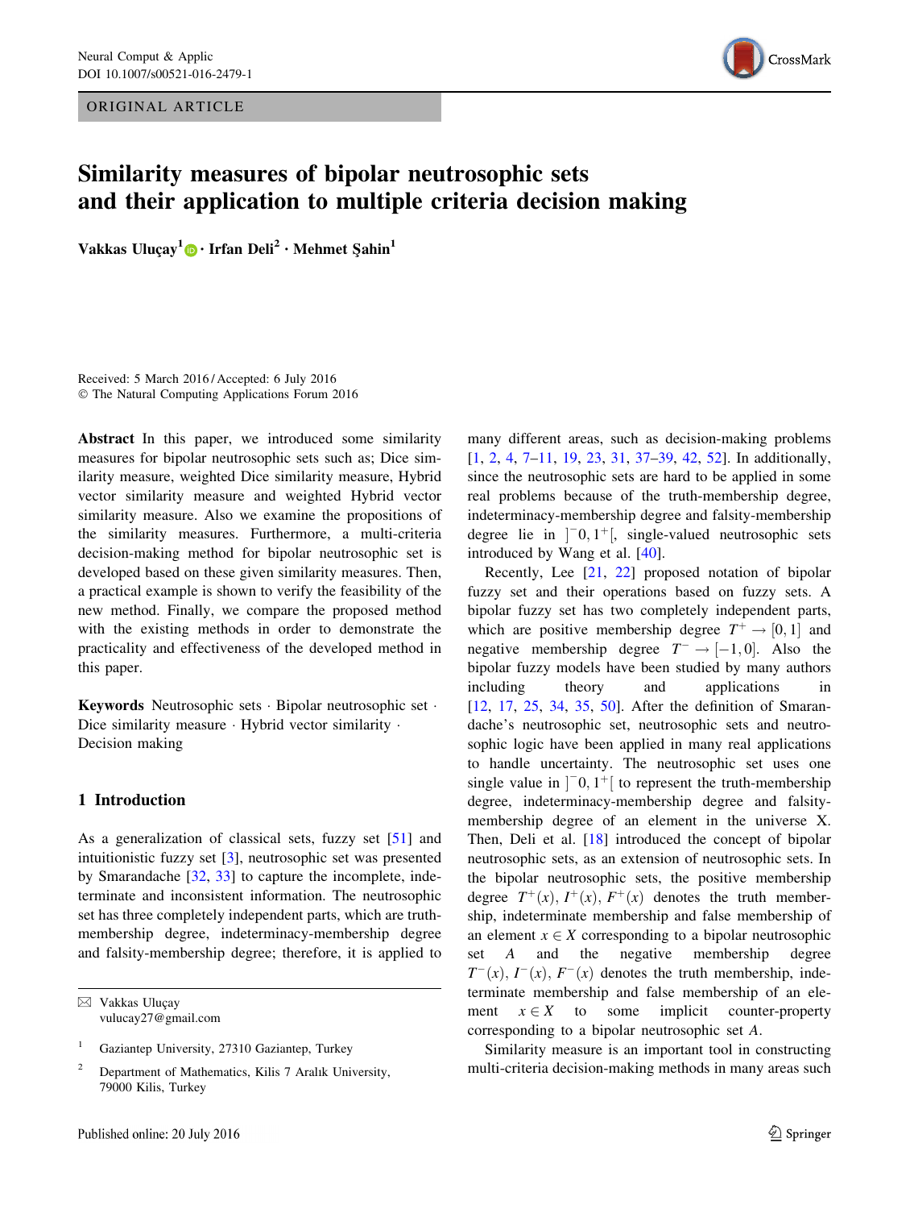ORIGINAL ARTICLE

# Similarity measures of bipolar neutrosophic sets and their application to multiple criteria decision making

**Vakkas Uluçay[1] · Irfan Deli[2] · Mehmet Şahin[1]**

Received: 5 March 2016 / Accepted: 6 July 2016
© The Natural Computing Applications Forum 2016

**Abstract** In this paper, we introduced some similarity measures for bipolar neutrosophic sets such as; Dice similarity measure, weighted Dice similarity measure, Hybrid vector similarity measure and weighted Hybrid vector similarity measure. Also we examine the propositions of the similarity measures. Furthermore, a multi-criteria decision-making method for bipolar neutrosophic set is developed based on these given similarity measures. Then, a practical example is shown to verify the feasibility of the new method. Finally, we compare the proposed method with the existing methods in order to demonstrate the practicality and effectiveness of the developed method in this paper.

**Keywords** Neutrosophic sets · Bipolar neutrosophic set · Dice similarity measure · Hybrid vector similarity · Decision making

## 1 Introduction

As a generalization of classical sets, fuzzy set [51] and intuitionistic fuzzy set [3], neutrosophic set was presented by Smarandache [32, 33] to capture the incomplete, indeterminate and inconsistent information. The neutrosophic set has three completely independent parts, which are truth-membership degree, indeterminacy-membership degree and falsity-membership degree; therefore, it is applied to many different areas, such as decision-making problems [1, 2, 4, 7–11, 19, 23, 31, 37–39, 42, 52]. In additionally, since the neutrosophic sets are hard to be applied in some real problems because of the truth-membership degree, indeterminacy-membership degree and falsity-membership degree lie in $]^{-}0, 1^{+}[$, single-valued neutrosophic sets introduced by Wang et al. [40].

Recently, Lee [21, 22] proposed notation of bipolar fuzzy set and their operations based on fuzzy sets. A bipolar fuzzy set has two completely independent parts, which are positive membership degree $T^{+} \rightarrow [0, 1]$ and negative membership degree $T^{-} \rightarrow [-1, 0]$. Also the bipolar fuzzy models have been studied by many authors including theory and applications in [12, 17, 25, 34, 35, 50]. After the definition of Smarandache's neutrosophic set, neutrosophic sets and neutrosophic logic have been applied in many real applications to handle uncertainty. The neutrosophic set uses one single value in $]^{-}0, 1^{+}[$ to represent the truth-membership degree, indeterminacy-membership degree and falsity-membership degree of an element in the universe X. Then, Deli et al. [18] introduced the concept of bipolar neutrosophic sets, as an extension of neutrosophic sets. In the bipolar neutrosophic sets, the positive membership degree $T^{+}(x), I^{+}(x), F^{+}(x)$ denotes the truth membership, indeterminate membership and false membership of an element $x \in X$ corresponding to a bipolar neutrosophic set $A$ and the negative membership degree $T^{-}(x), I^{-}(x), F^{-}(x)$ denotes the truth membership, indeterminate membership and false membership of an element $x \in X$ to some implicit counter-property corresponding to a bipolar neutrosophic set $A$.

Similarity measure is an important tool in constructing multi-criteria decision-making methods in many areas such

---

✉ Vakkas Uluçay
vulucay27@gmail.com

[1] Gaziantep University, 27310 Gaziantep, Turkey

[2] Department of Mathematics, Kilis 7 Aralık University, 79000 Kilis, Turkey

Published online: 20 July 2016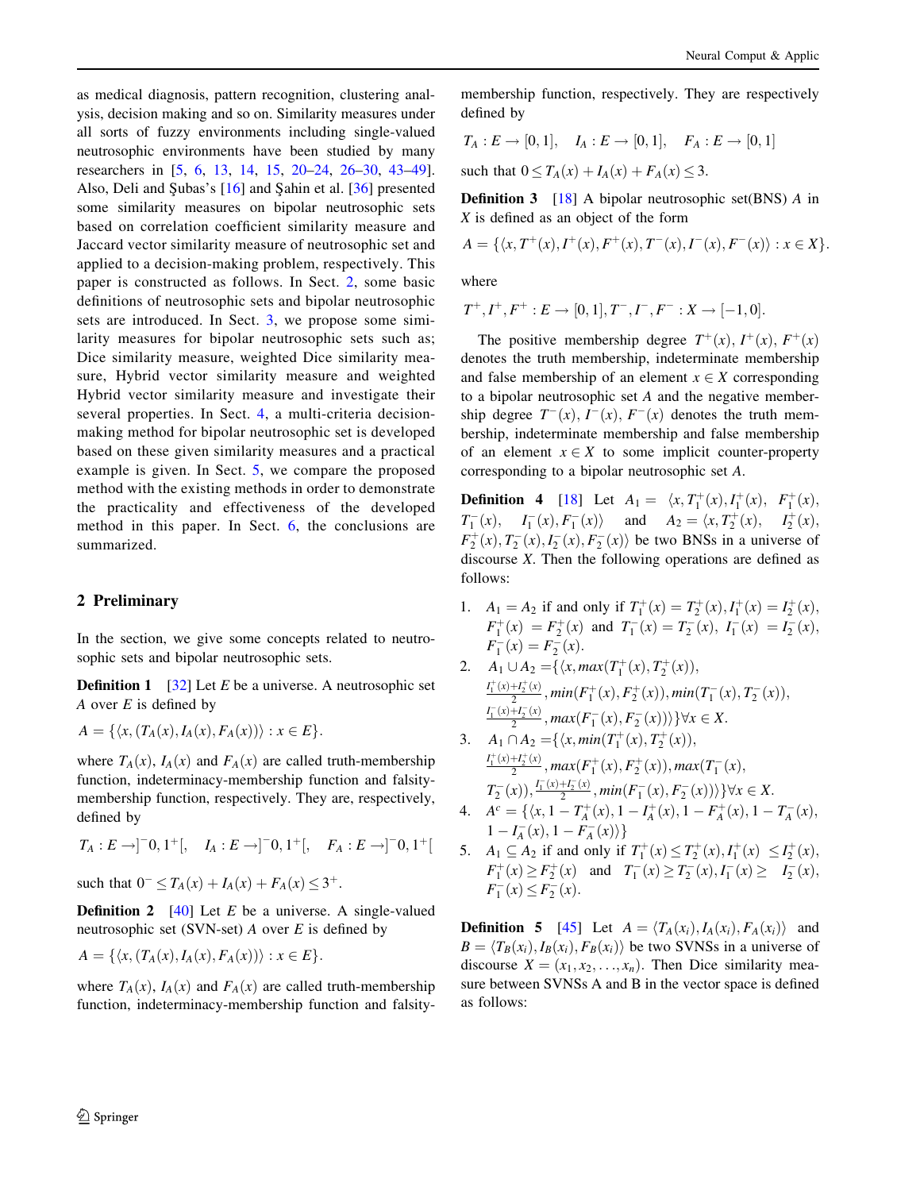as medical diagnosis, pattern recognition, clustering analysis, decision making and so on. Similarity measures under all sorts of fuzzy environments including single-valued neutrosophic environments have been studied by many researchers in [5, 6, 13, 14, 15, 20–24, 26–30, 43–49]. Also, Deli and Şubas's [16] and Şahin et al. [36] presented some similarity measures on bipolar neutrosophic sets based on correlation coefficient similarity measure and Jaccard vector similarity measure of neutrosophic set and applied to a decision-making problem, respectively. This paper is constructed as follows. In Sect. 2, some basic definitions of neutrosophic sets and bipolar neutrosophic sets are introduced. In Sect. 3, we propose some similarity measures for bipolar neutrosophic sets such as; Dice similarity measure, weighted Dice similarity measure, Hybrid vector similarity measure and weighted Hybrid vector similarity measure and investigate their several properties. In Sect. 4, a multi-criteria decision-making method for bipolar neutrosophic set is developed based on these given similarity measures and a practical example is given. In Sect. 5, we compare the proposed method with the existing methods in order to demonstrate the practicality and effectiveness of the developed method in this paper. In Sect. 6, the conclusions are summarized.

## 2 Preliminary

In the section, we give some concepts related to neutrosophic sets and bipolar neutrosophic sets.

**Definition 1** [32] Let $E$ be a universe. A neutrosophic set $A$ over $E$ is defined by

$$A = \{\langle x, (T_A(x), I_A(x), F_A(x))\rangle : x \in E\}.$$

where $T_A(x)$, $I_A(x)$ and $F_A(x)$ are called truth-membership function, indeterminacy-membership function and falsity-membership function, respectively. They are, respectively, defined by

$$T_A : E \to ]^-0, 1^+[, \quad I_A : E \to ]^-0, 1^+[, \quad F_A : E \to ]^-0, 1^+[$$

such that $0^- \leq T_A(x) + I_A(x) + F_A(x) \leq 3^+$.

**Definition 2** [40] Let $E$ be a universe. A single-valued neutrosophic set (SVN-set) $A$ over $E$ is defined by

$$A = \{\langle x, (T_A(x), I_A(x), F_A(x))\rangle : x \in E\}.$$

where $T_A(x)$, $I_A(x)$ and $F_A(x)$ are called truth-membership function, indeterminacy-membership function and falsity-membership function, respectively. They are respectively defined by

$$T_A : E \to [0, 1], \quad I_A : E \to [0, 1], \quad F_A : E \to [0, 1]$$

such that $0 \leq T_A(x) + I_A(x) + F_A(x) \leq 3$.

**Definition 3** [18] A bipolar neutrosophic set(BNS) $A$ in $X$ is defined as an object of the form

$$A = \{\langle x, T^+(x), I^+(x), F^+(x), T^-(x), I^-(x), F^-(x)\rangle : x \in X\}.$$

where

$$T^+, I^+, F^+ : E \to [0, 1], T^-, I^-, F^- : X \to [-1, 0].$$

The positive membership degree $T^+(x)$, $I^+(x)$, $F^+(x)$ denotes the truth membership, indeterminate membership and false membership of an element $x \in X$ corresponding to a bipolar neutrosophic set $A$ and the negative membership degree $T^-(x)$, $I^-(x)$, $F^-(x)$ denotes the truth membership, indeterminate membership and false membership of an element $x \in X$ to some implicit counter-property corresponding to a bipolar neutrosophic set $A$.

**Definition 4** [18] Let $A_1 = \langle x, T_1^+(x), I_1^+(x), F_1^+(x), T_1^-(x), I_1^-(x), F_1^-(x)\rangle$ and $A_2 = \langle x, T_2^+(x), I_2^+(x), F_2^+(x), T_2^-(x), I_2^-(x), F_2^-(x)\rangle$ be two BNSs in a universe of discourse $X$. Then the following operations are defined as follows:

1. $A_1 = A_2$ if and only if $T_1^+(x) = T_2^+(x), I_1^+(x) = I_2^+(x), F_1^+(x) = F_2^+(x)$ and $T_1^-(x) = T_2^-(x)$, $I_1^-(x) = I_2^-(x)$, $F_1^-(x) = F_2^-(x)$.
2. $A_1 \cup A_2 = \{\langle x, max(T_1^+(x), T_2^+(x)), \frac{I_1^+(x)+I_2^+(x)}{2}, min(F_1^+(x), F_2^+(x)), min(T_1^-(x), T_2^-(x)), \frac{I_1^-(x)+I_2^-(x)}{2}, max(F_1^-(x), F_2^-(x))\rangle\} \forall x \in X$.
3. $A_1 \cap A_2 = \{\langle x, min(T_1^+(x), T_2^+(x)), \frac{I_1^+(x)+I_2^+(x)}{2}, max(F_1^+(x), F_2^+(x)), max(T_1^-(x), T_2^-(x)), \frac{I_1^-(x)+I_2^-(x)}{2}, min(F_1^-(x), F_2^-(x))\rangle\} \forall x \in X$.
4. $A^c = \{\langle x, 1 - T_A^+(x), 1 - I_A^+(x), 1 - F_A^+(x), 1 - T_A^-(x), 1 - I_A^-(x), 1 - F_A^-(x)\rangle\}$
5. $A_1 \subseteq A_2$ if and only if $T_1^+(x) \leq T_2^+(x), I_1^+(x) \leq I_2^+(x), F_1^+(x) \geq F_2^+(x)$ and $T_1^-(x) \geq T_2^-(x), I_1^-(x) \geq I_2^-(x)$, $F_1^-(x) \leq F_2^-(x)$.

**Definition 5** [45] Let $A = \langle T_A(x_i), I_A(x_i), F_A(x_i)\rangle$ and $B = \langle T_B(x_i), I_B(x_i), F_B(x_i)\rangle$ be two SVNSs in a universe of discourse $X = (x_1, x_2, \ldots, x_n)$. Then Dice similarity measure between SVNSs A and B in the vector space is defined as follows: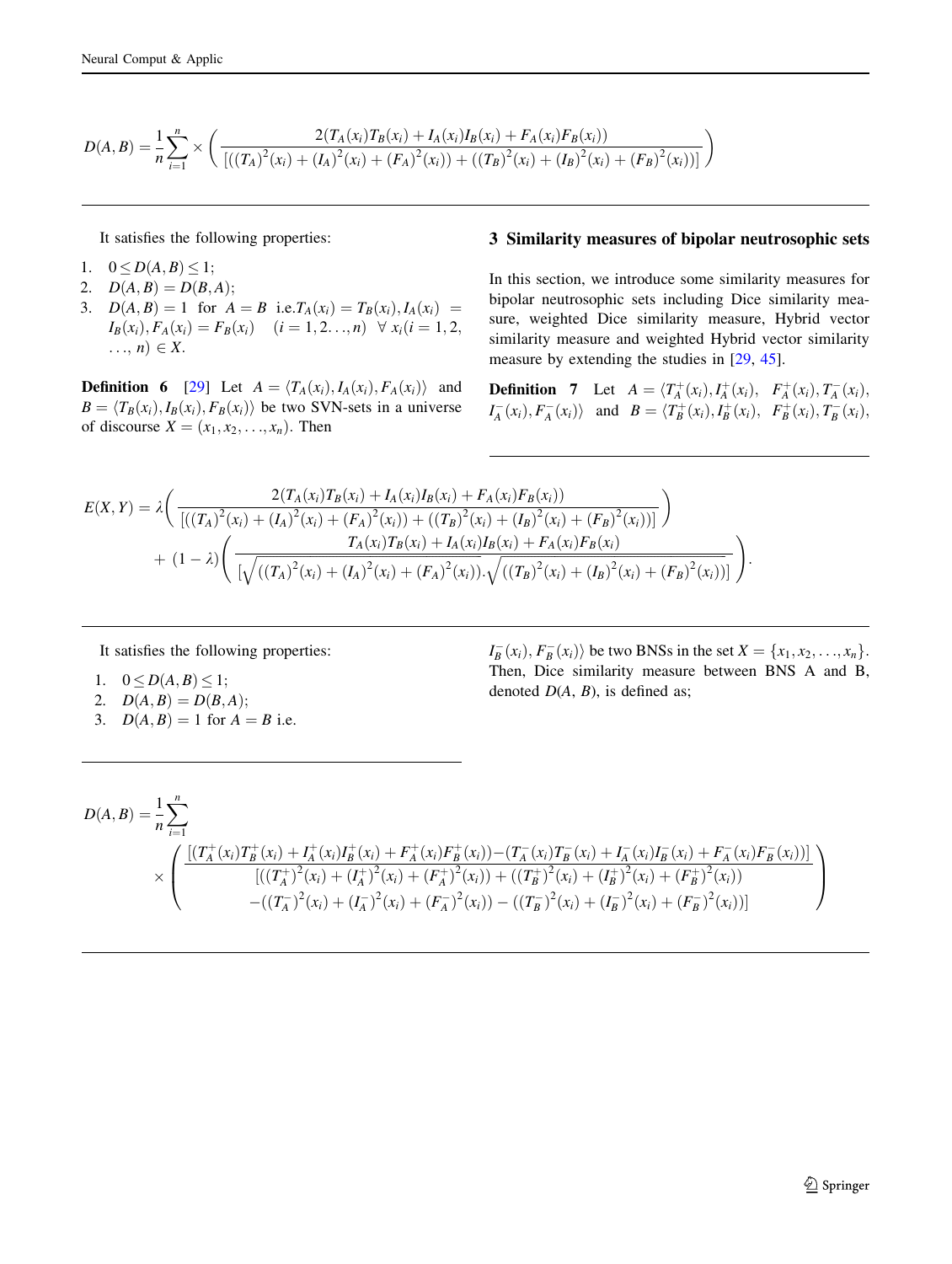$$D(A,B) = \frac{1}{n}\sum_{i=1}^{n} \times \left( \frac{2(T_A(x_i)T_B(x_i) + I_A(x_i)I_B(x_i) + F_A(x_i)F_B(x_i))}{[((T_A)^2(x_i) + (I_A)^2(x_i) + (F_A)^2(x_i)) + ((T_B)^2(x_i) + (I_B)^2(x_i) + (F_B)^2(x_i))]} \right)$$

It satisfies the following properties:

1. $0 \leq D(A,B) \leq 1$;
2. $D(A,B) = D(B,A)$;
3. $D(A,B) = 1$ for $A = B$ i.e. $T_A(x_i) = T_B(x_i), I_A(x_i) = I_B(x_i), F_A(x_i) = F_B(x_i) \quad (i = 1,2\ldots,n) \ \ \forall\ x_i(i = 1,2,\ldots,n) \in X$.

**Definition 6** [29] Let $A = \langle T_A(x_i), I_A(x_i), F_A(x_i)\rangle$ and $B = \langle T_B(x_i), I_B(x_i), F_B(x_i)\rangle$ be two SVN-sets in a universe of discourse $X = (x_1, x_2, \ldots, x_n)$. Then

$$E(X,Y) = \lambda\left( \frac{2(T_A(x_i)T_B(x_i) + I_A(x_i)I_B(x_i) + F_A(x_i)F_B(x_i))}{[((T_A)^2(x_i) + (I_A)^2(x_i) + (F_A)^2(x_i)) + ((T_B)^2(x_i) + (I_B)^2(x_i) + (F_B)^2(x_i))]} \right) + (1-\lambda)\left( \frac{T_A(x_i)T_B(x_i) + I_A(x_i)I_B(x_i) + F_A(x_i)F_B(x_i)}{[\sqrt{((T_A)^2(x_i) + (I_A)^2(x_i) + (F_A)^2(x_i))}.\sqrt{((T_B)^2(x_i) + (I_B)^2(x_i) + (F_B)^2(x_i))}]} \right).$$

It satisfies the following properties:

1. $0 \leq D(A,B) \leq 1$;
2. $D(A,B) = D(B,A)$;
3. $D(A,B) = 1$ for $A = B$ i.e.

## 3 Similarity measures of bipolar neutrosophic sets

In this section, we introduce some similarity measures for bipolar neutrosophic sets including Dice similarity measure, weighted Dice similarity measure, Hybrid vector similarity measure and weighted Hybrid vector similarity measure by extending the studies in [29, 45].

**Definition 7** Let $A = \langle T_A^+(x_i), I_A^+(x_i), F_A^+(x_i), T_A^-(x_i), I_A^-(x_i), F_A^-(x_i)\rangle$ and $B = \langle T_B^+(x_i), I_B^+(x_i), F_B^+(x_i), T_B^-(x_i), I_B^-(x_i), F_B^-(x_i)\rangle$ be two BNSs in the set $X = \{x_1, x_2, \ldots, x_n\}$. Then, Dice similarity measure between BNS A and B, denoted $D(A, B)$, is defined as;

$$D(A,B) = \frac{1}{n}\sum_{i=1}^{n} \times \left( \frac{[(T_A^+(x_i)T_B^+(x_i) + I_A^+(x_i)I_B^+(x_i) + F_A^+(x_i)F_B^+(x_i)) - (T_A^-(x_i)T_B^-(x_i) + I_A^-(x_i)I_B^-(x_i) + F_A^-(x_i)F_B^-(x_i))]}{\begin{array}{c}[((T_A^+)^2(x_i) + (I_A^+)^2(x_i) + (F_A^+)^2(x_i)) + ((T_B^+)^2(x_i) + (I_B^+)^2(x_i) + (F_B^+)^2(x_i)) \\ -((T_A^-)^2(x_i) + (I_A^-)^2(x_i) + (F_A^-)^2(x_i)) - ((T_B^-)^2(x_i) + (I_B^-)^2(x_i) + (F_B^-)^2(x_i))]\end{array}} \right)$$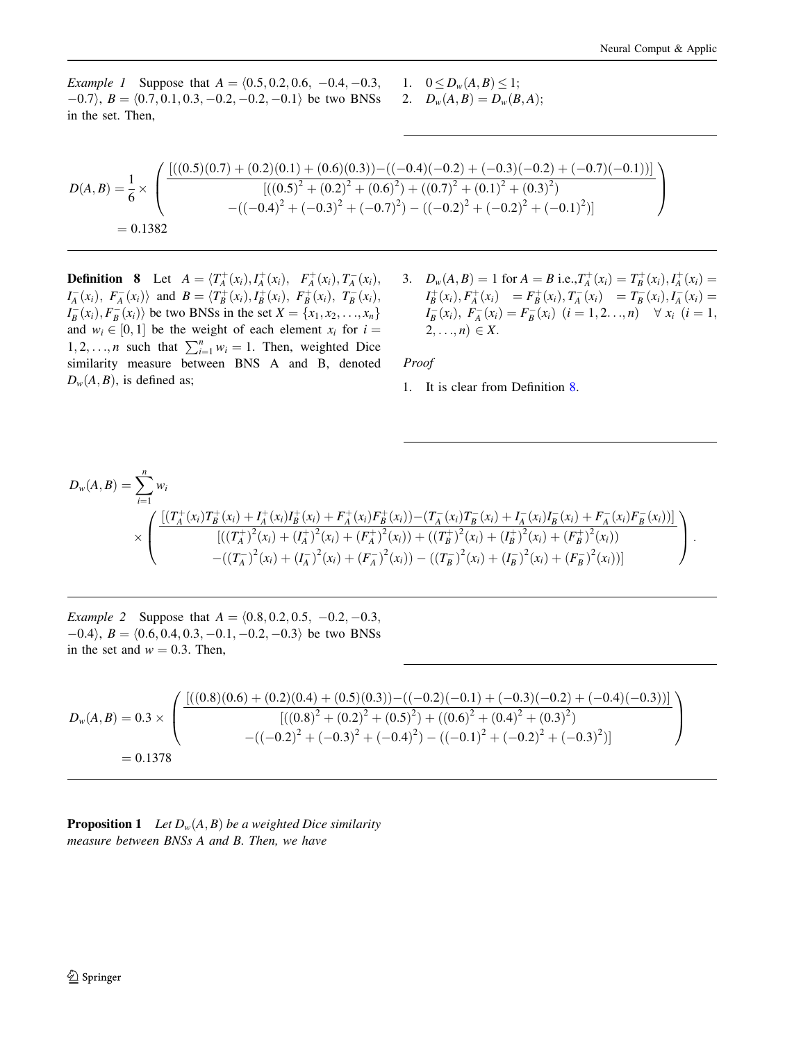*Example 1* Suppose that $A = \langle 0.5, 0.2, 0.6, -0.4, -0.3, -0.7 \rangle$, $B = \langle 0.7, 0.1, 0.3, -0.2, -0.2, -0.1 \rangle$ be two BNSs in the set. Then,

$$D(A,B) = \frac{1}{6} \times \left( \frac{[((0.5)(0.7) + (0.2)(0.1) + (0.6)(0.3)) - ((-0.4)(-0.2) + (-0.3)(-0.2) + (-0.7)(-0.1))]}{\begin{array}{c}[((0.5)^2 + (0.2)^2 + (0.6)^2) + ((0.7)^2 + (0.1)^2 + (0.3)^2) \\ -((-0.4)^2 + (-0.3)^2 + (-0.7)^2) - ((-0.2)^2 + (-0.2)^2 + (-0.1)^2)]\end{array}} \right)$$
$$= 0.1382$$

**Definition 8** Let $A = \langle T_A^+(x_i), I_A^+(x_i), F_A^+(x_i), T_A^-(x_i), I_A^-(x_i), F_A^-(x_i) \rangle$ and $B = \langle T_B^+(x_i), I_B^+(x_i), F_B^+(x_i), T_B^-(x_i), I_B^-(x_i), F_B^-(x_i) \rangle$ be two BNSs in the set $X = \{x_1, x_2, \ldots, x_n\}$ and $w_i \in [0, 1]$ be the weight of each element $x_i$ for $i = 1, 2, \ldots, n$ such that $\sum_{i=1}^n w_i = 1$. Then, weighted Dice similarity measure between BNS A and B, denoted $D_w(A, B)$, is defined as;

$$D_w(A,B) = \sum_{i=1}^n w_i \times \left( \frac{[(T_A^+(x_i)T_B^+(x_i) + I_A^+(x_i)I_B^+(x_i) + F_A^+(x_i)F_B^+(x_i)) - (T_A^-(x_i)T_B^-(x_i) + I_A^-(x_i)I_B^-(x_i) + F_A^-(x_i)F_B^-(x_i))]}{\begin{array}{c}[((T_A^+)^2(x_i) + (I_A^+)^2(x_i) + (F_A^+)^2(x_i)) + ((T_B^+)^2(x_i) + (I_B^+)^2(x_i) + (F_B^+)^2(x_i)) \\ -((T_A^-)^2(x_i) + (I_A^-)^2(x_i) + (F_A^-)^2(x_i)) - ((T_B^-)^2(x_i) + (I_B^-)^2(x_i) + (F_B^-)^2(x_i))]\end{array}} \right).$$

*Example 2* Suppose that $A = \langle 0.8, 0.2, 0.5, -0.2, -0.3, -0.4 \rangle$, $B = \langle 0.6, 0.4, 0.3, -0.1, -0.2, -0.3 \rangle$ be two BNSs in the set and $w = 0.3$. Then,

$$D_w(A,B) = 0.3 \times \left( \frac{[((0.8)(0.6) + (0.2)(0.4) + (0.5)(0.3)) - ((-0.2)(-0.1) + (-0.3)(-0.2) + (-0.4)(-0.3))]}{\begin{array}{c}[((0.8)^2 + (0.2)^2 + (0.5)^2) + ((0.6)^2 + (0.4)^2 + (0.3)^2) \\ -((-0.2)^2 + (-0.3)^2 + (-0.4)^2) - ((-0.1)^2 + (-0.2)^2 + (-0.3)^2)]\end{array}} \right)$$
$$= 0.1378$$

**Proposition 1** *Let $D_w(A, B)$ be a weighted Dice similarity measure between BNSs A and B. Then, we have*

1. $0 \leq D_w(A, B) \leq 1$;
2. $D_w(A, B) = D_w(B, A)$;
3. $D_w(A, B) = 1$ for $A = B$ i.e.,$T_A^+(x_i) = T_B^+(x_i), I_A^+(x_i) = I_B^+(x_i), F_A^+(x_i) = F_B^+(x_i), T_A^-(x_i) = T_B^-(x_i), I_A^-(x_i) = I_B^-(x_i), F_A^-(x_i) = F_B^-(x_i)$ $(i = 1, 2 \ldots, n)$ $\forall\ x_i$ $(i = 1, 2, \ldots, n) \in X$.

*Proof*

1. It is clear from Definition 8.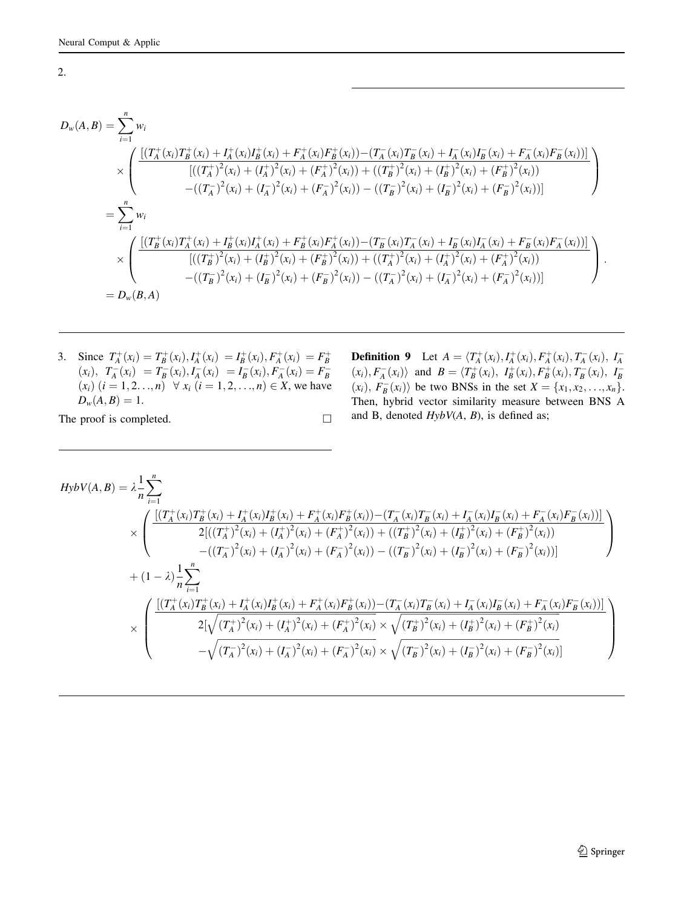2.

$$
\begin{aligned}
D_w(A,B) &= \sum_{i=1}^{n} w_i \\
&\times \left( \frac{[(T_A^+(x_i)T_B^+(x_i) + I_A^+(x_i)I_B^+(x_i) + F_A^+(x_i)F_B^+(x_i)) - (T_A^-(x_i)T_B^-(x_i) + I_A^-(x_i)I_B^-(x_i) + F_A^-(x_i)F_B^-(x_i))]}{\begin{array}{c}[((T_A^+)^2(x_i) + (I_A^+)^2(x_i) + (F_A^+)^2(x_i)) + ((T_B^+)^2(x_i) + (I_B^+)^2(x_i) + (F_B^+)^2(x_i)) \\ -((T_A^-)^2(x_i) + (I_A^-)^2(x_i) + (F_A^-)^2(x_i)) - ((T_B^-)^2(x_i) + (I_B^-)^2(x_i) + (F_B^-)^2(x_i))]\end{array}} \right) \\
&= \sum_{i=1}^{n} w_i \\
&\times \left( \frac{[(T_B^+(x_i)T_A^+(x_i) + I_B^+(x_i)I_A^+(x_i) + F_B^+(x_i)F_A^+(x_i)) - (T_B^-(x_i)T_A^-(x_i) + I_B^-(x_i)I_A^-(x_i) + F_B^-(x_i)F_A^-(x_i))]}{\begin{array}{c}[((T_B^+)^2(x_i) + (I_B^+)^2(x_i) + (F_B^+)^2(x_i)) + ((T_A^+)^2(x_i) + (I_A^+)^2(x_i) + (F_A^+)^2(x_i)) \\ -((T_B^-)^2(x_i) + (I_B^-)^2(x_i) + (F_B^-)^2(x_i)) - ((T_A^-)^2(x_i) + (I_A^-)^2(x_i) + (F_A^-)^2(x_i))]\end{array}} \right). \\
&= D_w(B,A)
\end{aligned}
$$

3. Since $T_A^+(x_i) = T_B^+(x_i), I_A^+(x_i) = I_B^+(x_i), F_A^+(x_i) = F_B^+(x_i)$, $T_A^-(x_i) = T_B^-(x_i), I_A^-(x_i) = I_B^-(x_i), F_A^-(x_i) = F_B^-(x_i)$ $(i = 1, 2\ldots, n)$ $\forall\, x_i$ $(i = 1, 2, \ldots, n) \in X$, we have $D_w(A,B) = 1$.

The proof is completed. □

**Definition 9** Let $A = \langle T_A^+(x_i), I_A^+(x_i), F_A^+(x_i), T_A^-(x_i), I_A^-(x_i), F_A^-(x_i)\rangle$ and $B = \langle T_B^+(x_i), I_B^+(x_i), F_B^+(x_i), T_B^-(x_i), I_B^-(x_i), F_B^-(x_i)\rangle$ be two BNSs in the set $X = \{x_1, x_2, \ldots, x_n\}$. Then, hybrid vector similarity measure between BNS A and B, denoted $HybV(A, B)$, is defined as;

$$
\begin{aligned}
HybV(A,B) &= \lambda \frac{1}{n} \sum_{i=1}^{n} \\
&\times \left( \frac{[(T_A^+(x_i)T_B^+(x_i) + I_A^+(x_i)I_B^+(x_i) + F_A^+(x_i)F_B^+(x_i)) - (T_A^-(x_i)T_B^-(x_i) + I_A^-(x_i)I_B^-(x_i) + F_A^-(x_i)F_B^-(x_i))]}{\begin{array}{c}2[((T_A^+)^2(x_i) + (I_A^+)^2(x_i) + (F_A^+)^2(x_i)) + ((T_B^+)^2(x_i) + (I_B^+)^2(x_i) + (F_B^+)^2(x_i)) \\ -((T_A^-)^2(x_i) + (I_A^-)^2(x_i) + (F_A^-)^2(x_i)) - ((T_B^-)^2(x_i) + (I_B^-)^2(x_i) + (F_B^-)^2(x_i))]\end{array}} \right) \\
&+ (1-\lambda) \frac{1}{n} \sum_{i=1}^{n} \\
&\times \left( \frac{[(T_A^+(x_i)T_B^+(x_i) + I_A^+(x_i)I_B^+(x_i) + F_A^+(x_i)F_B^+(x_i)) - (T_A^-(x_i)T_B^-(x_i) + I_A^-(x_i)I_B^-(x_i) + F_A^-(x_i)F_B^-(x_i))]}{\begin{array}{c}2[\sqrt{(T_A^+)^2(x_i) + (I_A^+)^2(x_i) + (F_A^+)^2(x_i)} \times \sqrt{(T_B^+)^2(x_i) + (I_B^+)^2(x_i) + (F_B^+)^2(x_i)} \\ -\sqrt{(T_A^-)^2(x_i) + (I_A^-)^2(x_i) + (F_A^-)^2(x_i)} \times \sqrt{(T_B^-)^2(x_i) + (I_B^-)^2(x_i) + (F_B^-)^2(x_i)}]\end{array}} \right)
\end{aligned}
$$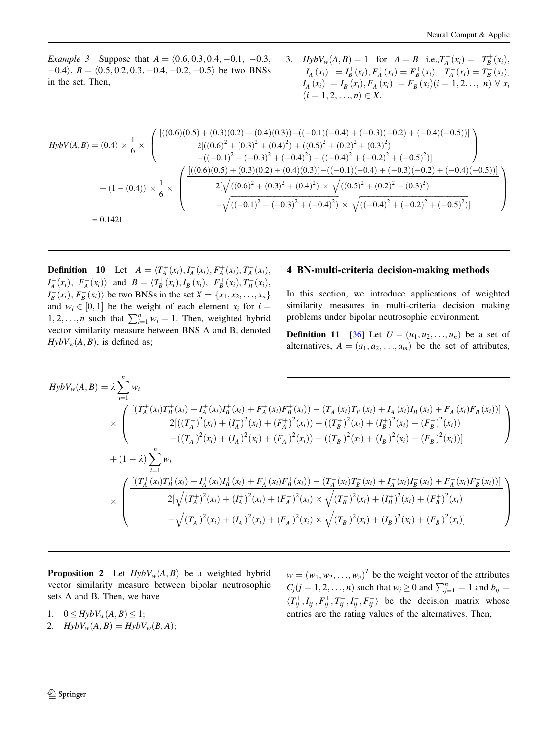*Example 3* Suppose that $A = \langle 0.6, 0.3, 0.4, -0.1, -0.3, -0.4\rangle$, $B = \langle 0.5, 0.2, 0.3, -0.4, -0.2, -0.5\rangle$ be two BNSs in the set. Then,

$$
\begin{aligned}
HybV(A,B) = {} & (0.4) \times \frac{1}{6} \times \left( \frac{[((0.6)(0.5) + (0.3)(0.2) + (0.4)(0.3)) - ((-0.1)(-0.4) + (-0.3)(-0.2) + (-0.4)(-0.5))]}{\begin{array}{c} 2[((0.6)^2 + (0.3)^2 + (0.4)^2) + ((0.5)^2 + (0.2)^2 + (0.3)^2) \\ -((-0.1)^2 + (-0.3)^2 + (-0.4)^2) - ((-0.4)^2 + (-0.2)^2 + (-0.5)^2)] \end{array}} \right) \\
& + (1 - (0.4)) \times \frac{1}{6} \times \left( \frac{[((0.6)(0.5) + (0.3)(0.2) + (0.4)(0.3)) - ((-0.1)(-0.4) + (-0.3)(-0.2) + (-0.4)(-0.5))]}{\begin{array}{c} 2[\sqrt{((0.6)^2 + (0.3)^2 + (0.4)^2)} \times \sqrt{((0.5)^2 + (0.2)^2 + (0.3)^2)} \\ -\sqrt{((-0.1)^2 + (-0.3)^2 + (-0.4)^2)} \times \sqrt{((-0.4)^2 + (-0.2)^2 + (-0.5)^2)}] \end{array}} \right) \\
= {} & 0.1421
\end{aligned}
$$

**Definition 10** Let $A = \langle T_A^+(x_i), I_A^+(x_i), F_A^+(x_i), T_A^-(x_i), I_A^-(x_i), F_A^-(x_i)\rangle$ and $B = \langle T_B^+(x_i), I_B^+(x_i), F_B^+(x_i), T_B^-(x_i), I_B^-(x_i), F_B^-(x_i)\rangle$ be two BNSs in the set $X = \{x_1, x_2, \ldots, x_n\}$ and $w_i \in [0, 1]$ be the weight of each element $x_i$ for $i = 1, 2, \ldots, n$ such that $\sum_{i=1}^{n} w_i = 1$. Then, weighted hybrid vector similarity measure between BNS A and B, denoted $HybV_w(A, B)$, is defined as;

$$
\begin{aligned}
HybV_w(A,B) = {} & \lambda \sum_{i=1}^{n} w_i \\
& \times \left( \frac{[(T_A^+(x_i)T_B^+(x_i) + I_A^+(x_i)I_B^+(x_i) + F_A^+(x_i)F_B^+(x_i)) - (T_A^-(x_i)T_B^-(x_i) + I_A^-(x_i)I_B^-(x_i) + F_A^-(x_i)F_B^-(x_i))]}{\begin{array}{c} 2[((T_A^+)^2(x_i) + (I_A^+)^2(x_i) + (F_A^+)^2(x_i)) + ((T_B^+)^2(x_i) + (I_B^+)^2(x_i) + (F_B^+)^2(x_i)) \\ -((T_A^-)^2(x_i) + (I_A^-)^2(x_i) + (F_A^-)^2(x_i)) - ((T_B^-)^2(x_i) + (I_B^-)^2(x_i) + (F_B^-)^2(x_i))] \end{array}} \right) \\
& + (1 - \lambda) \sum_{i=1}^{n} w_i \\
& \times \left( \frac{[(T_A^+(x_i)T_B^+(x_i) + I_A^+(x_i)I_B^+(x_i) + F_A^+(x_i)F_B^+(x_i)) - (T_A^-(x_i)T_B^-(x_i) + I_A^-(x_i)I_B^-(x_i) + F_A^-(x_i)F_B^-(x_i))]}{\begin{array}{c} 2[\sqrt{(T_A^+)^2(x_i) + (I_A^+)^2(x_i) + (F_A^+)^2(x_i)} \times \sqrt{(T_B^+)^2(x_i) + (I_B^+)^2(x_i) + (F_B^+)^2(x_i)} \\ -\sqrt{(T_A^-)^2(x_i) + (I_A^-)^2(x_i) + (F_A^-)^2(x_i)} \times \sqrt{(T_B^-)^2(x_i) + (I_B^-)^2(x_i) + (F_B^-)^2(x_i)}] \end{array}} \right)
\end{aligned}
$$

**Proposition 2** Let $HybV_w(A, B)$ be a weighted hybrid vector similarity measure between bipolar neutrosophic sets A and B. Then, we have

1. $0 \leq HybV_w(A, B) \leq 1$;
2. $HybV_w(A, B) = HybV_w(B, A)$;
3. $HybV_w(A, B) = 1$ for $A = B$ i.e.,$T_A^+(x_i) = T_B^+(x_i)$, $I_A^+(x_i) = I_B^+(x_i), F_A^+(x_i) = F_B^+(x_i)$, $T_A^-(x_i) = T_B^-(x_i)$, $I_A^-(x_i) = I_B^-(x_i), F_A^-(x_i) = F_B^-(x_i) (i = 1, 2\ldots, n)\ \forall\ x_i$ $(i = 1, 2, \ldots, n) \in X$.

## 4 BN-multi-criteria decision-making methods

In this section, we introduce applications of weighted similarity measures in multi-criteria decision making problems under bipolar neutrosophic environment.

**Definition 11** [36] Let $U = (u_1, u_2, \ldots, u_n)$ be a set of alternatives, $A = (a_1, a_2, \ldots, a_m)$ be the set of attributes, $w = (w_1, w_2, \ldots, w_n)^T$ be the weight vector of the attributes $C_j (j = 1, 2, \ldots, n)$ such that $w_j \geq 0$ and $\sum_{j=1}^{n} = 1$ and $b_{ij} = \langle T_{ij}^+, I_{ij}^+, F_{ij}^+, T_{ij}^-, I_{ij}^-, F_{ij}^-\rangle$ be the decision matrix whose entries are the rating values of the alternatives. Then,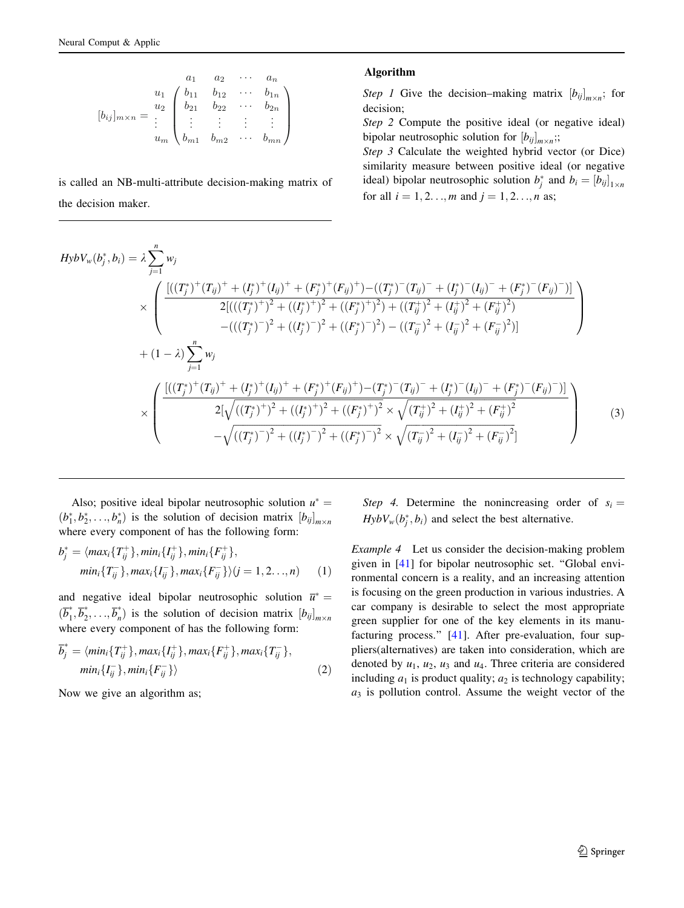$$[b_{ij}]_{m\times n} = \begin{array}{c} \\ u_1 \\ u_2 \\ \vdots \\ u_m \end{array} \begin{array}{c} \begin{array}{cccc} a_1 & a_2 & \cdots & a_n \end{array} \\ \begin{pmatrix} b_{11} & b_{12} & \cdots & b_{1n} \\ b_{21} & b_{22} & \cdots & b_{2n} \\ \vdots & \vdots & \vdots & \vdots \\ b_{m1} & b_{m2} & \cdots & b_{mn} \end{pmatrix} \end{array}$$

is called an NB-multi-attribute decision-making matrix of the decision maker.

**Algorithm**

*Step 1* Give the decision–making matrix $[b_{ij}]_{m\times n}$; for decision;

*Step 2* Compute the positive ideal (or negative ideal) bipolar neutrosophic solution for $[b_{ij}]_{m\times n}$;;

*Step 3* Calculate the weighted hybrid vector (or Dice) similarity measure between positive ideal (or negative ideal) bipolar neutrosophic solution $b_j^*$ and $b_i = [b_{ij}]_{1\times n}$ for all $i = 1, 2\ldots, m$ and $j = 1, 2\ldots, n$ as;

$$\begin{aligned} HybV_w(b_j^*, b_i) = {} & \lambda \sum_{j=1}^{n} w_j \\ & \times \left( \frac{[((T_j^*)^+(T_{ij})^+ + (I_j^*)^+(I_{ij})^+ + (F_j^*)^+(F_{ij})^+) - ((T_j^*)^-(T_{ij})^- + (I_j^*)^-(I_{ij})^- + (F_j^*)^-(F_{ij})^-)]}{\begin{array}{c} 2[(((T_j^*)^+)^2 + ((I_j^*)^+)^2 + ((F_j^*)^+)^2) + ((T_{ij}^+)^2 + (I_{ij}^+)^2 + (F_{ij}^+)^2) \\ -(((T_j^*)^-)^2 + ((I_j^*)^-)^2 + ((F_j^*)^-)^2) - ((T_{ij}^-)^2 + (I_{ij}^-)^2 + (F_{ij}^-)^2)] \end{array}} \right) \\ & + (1-\lambda) \sum_{j=1}^{n} w_j \\ & \times \left( \frac{[((T_j^*)^+(T_{ij})^+ + (I_j^*)^+(I_{ij})^+ + (F_j^*)^+(F_{ij})^+) - (T_j^*)^-(T_{ij})^- + (I_j^*)^-(I_{ij})^- + (F_j^*)^-(F_{ij})^-)]}{\begin{array}{c} 2[\sqrt{((T_j^*)^+)^2 + ((I_j^*)^+)^2 + ((F_j^*)^+)^2} \times \sqrt{(T_{ij}^+)^2 + (I_{ij}^+)^2 + (F_{ij}^+)^2} \\ -\sqrt{((T_j^*)^-)^2 + ((I_j^*)^-)^2 + ((F_j^*)^-)^2} \times \sqrt{(T_{ij}^-)^2 + (I_{ij}^-)^2 + (F_{ij}^-)^2}] \end{array}} \right) \end{aligned} \quad (3)$$

Also; positive ideal bipolar neutrosophic solution $u^* = (b_1^*, b_2^*, \ldots, b_n^*)$ is the solution of decision matrix $[b_{ij}]_{m\times n}$ where every component of has the following form:

$$b_j^* = \langle max_i\{T_{ij}^+\}, min_i\{I_{ij}^+\}, min_i\{F_{ij}^+\}, min_i\{T_{ij}^-\}, max_i\{I_{ij}^-\}, max_i\{F_{ij}^-\}\rangle (j = 1, 2\ldots, n) \quad (1)$$

and negative ideal bipolar neutrosophic solution $\overline{u}^* = (\overline{b}_1^*, \overline{b}_2^*, \ldots, \overline{b}_n^*)$ is the solution of decision matrix $[b_{ij}]_{m\times n}$ where every component of has the following form:

$$\overline{b}_j^* = \langle min_i\{T_{ij}^+\}, max_i\{I_{ij}^+\}, max_i\{F_{ij}^+\}, max_i\{T_{ij}^-\}, min_i\{I_{ij}^-\}, min_i\{F_{ij}^-\}\rangle \quad (2)$$

Now we give an algorithm as;

*Step 4.* Determine the nonincreasing order of $s_i = HybV_w(b_j^*, b_i)$ and select the best alternative.

*Example 4* Let us consider the decision-making problem given in [41] for bipolar neutrosophic set. "Global environmental concern is a reality, and an increasing attention is focusing on the green production in various industries. A car company is desirable to select the most appropriate green supplier for one of the key elements in its manufacturing process." [41]. After pre-evaluation, four suppliers(alternatives) are taken into consideration, which are denoted by $u_1$, $u_2$, $u_3$ and $u_4$. Three criteria are considered including $a_1$ is product quality; $a_2$ is technology capability; $a_3$ is pollution control. Assume the weight vector of the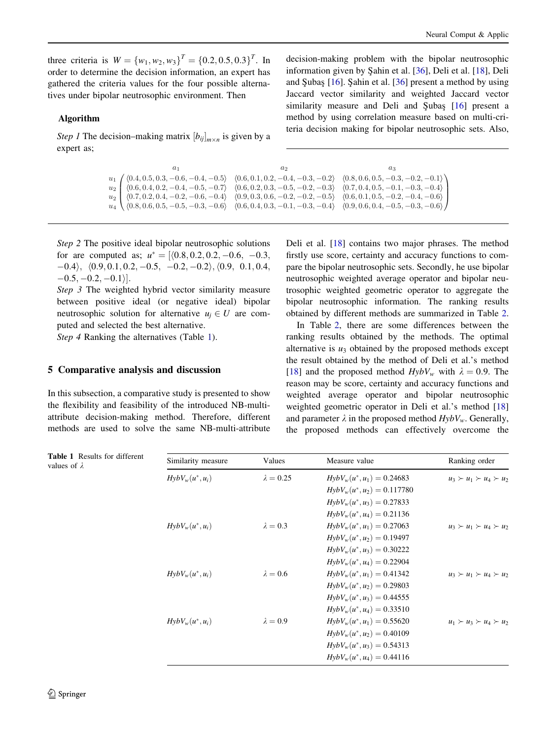three criteria is $W = \{w_1, w_2, w_3\}^T = \{0.2, 0.5, 0.3\}^T$. In order to determine the decision information, an expert has gathered the criteria values for the four possible alternatives under bipolar neutrosophic environment. Then

**Algorithm**

*Step 1* The decision–making matrix $[b_{ij}]_{m \times n}$ is given by a expert as;

$$
\begin{array}{c} \\ u_1 \\ u_2 \\ u_2 \\ u_4 \end{array}
\begin{array}{c} a_1 \\ \begin{pmatrix} \langle 0.4, 0.5, 0.3, -0.6, -0.4, -0.5 \rangle & \langle 0.6, 0.1, 0.2, -0.4, -0.3, -0.2 \rangle & \langle 0.8, 0.6, 0.5, -0.3, -0.2, -0.1 \rangle \\ \langle 0.6, 0.4, 0.2, -0.4, -0.5, -0.7 \rangle & \langle 0.6, 0.2, 0.3, -0.5, -0.2, -0.3 \rangle & \langle 0.7, 0.4, 0.5, -0.1, -0.3, -0.4 \rangle \\ \langle 0.7, 0.2, 0.4, -0.2, -0.6, -0.4 \rangle & \langle 0.9, 0.3, 0.6, -0.2, -0.2, -0.5 \rangle & \langle 0.6, 0.1, 0.5, -0.2, -0.4, -0.6 \rangle \\ \langle 0.8, 0.6, 0.5, -0.5, -0.3, -0.6 \rangle & \langle 0.6, 0.4, 0.3, -0.1, -0.3, -0.4 \rangle & \langle 0.9, 0.6, 0.4, -0.5, -0.3, -0.6 \rangle \end{pmatrix} \end{array}
$$

(columns $a_1$, $a_2$, $a_3$)

*Step 2* The positive ideal bipolar neutrosophic solutions for are computed as; $u^* = [\langle 0.8, 0.2, 0.2, -0.6, -0.3, -0.4 \rangle, \langle 0.9, 0.1, 0.2, -0.5, -0.2, -0.2 \rangle, \langle 0.9, 0.1, 0.4, -0.5, -0.2, -0.1 \rangle]$.

*Step 3* The weighted hybrid vector similarity measure between positive ideal (or negative ideal) bipolar neutrosophic solution for alternative $u_j \in U$ are computed and selected the best alternative.

*Step 4* Ranking the alternatives (Table 1).

## 5 Comparative analysis and discussion

In this subsection, a comparative study is presented to show the flexibility and feasibility of the introduced NB-multi-attribute decision-making method. Therefore, different methods are used to solve the same NB-multi-attribute decision-making problem with the bipolar neutrosophic information given by Şahin et al. [36], Deli et al. [18], Deli and Şubaş [16]. Şahin et al. [36] present a method by using Jaccard vector similarity and weighted Jaccard vector similarity measure and Deli and Şubaş [16] present a method by using correlation measure based on multi-criteria decision making for bipolar neutrosophic sets. Also, Deli et al. [18] contains two major phrases. The method firstly use score, certainty and accuracy functions to compare the bipolar neutrosophic sets. Secondly, he use bipolar neutrosophic weighted average operator and bipolar neutrosophic weighted geometric operator to aggregate the bipolar neutrosophic information. The ranking results obtained by different methods are summarized in Table 2.

In Table 2, there are some differences between the ranking results obtained by the methods. The optimal alternative is $u_3$ obtained by the proposed methods except the result obtained by the method of Deli et al.'s method [18] and the proposed method $HybV_w$ with $\lambda = 0.9$. The reason may be score, certainty and accuracy functions and weighted average operator and bipolar neutrosophic weighted geometric operator in Deli et al.'s method [18] and parameter $\lambda$ in the proposed method $HybV_w$. Generally, the proposed methods can effectively overcome the

**Table 1** Results for different values of $\lambda$

| Similarity measure | Values | Measure value | Ranking order |
|---|---|---|---|
| $HybV_w(u^*, u_i)$ | $\lambda = 0.25$ | $HybV_w(u^*, u_1) = 0.24683$ | $u_3 \succ u_1 \succ u_4 \succ u_2$ |
| | | $HybV_w(u^*, u_2) = 0.117780$ | |
| | | $HybV_w(u^*, u_3) = 0.27833$ | |
| | | $HybV_w(u^*, u_4) = 0.21136$ | |
| $HybV_w(u^*, u_i)$ | $\lambda = 0.3$ | $HybV_w(u^*, u_1) = 0.27063$ | $u_3 \succ u_1 \succ u_4 \succ u_2$ |
| | | $HybV_w(u^*, u_2) = 0.19497$ | |
| | | $HybV_w(u^*, u_3) = 0.30222$ | |
| | | $HybV_w(u^*, u_4) = 0.22904$ | |
| $HybV_w(u^*, u_i)$ | $\lambda = 0.6$ | $HybV_w(u^*, u_1) = 0.41342$ | $u_3 \succ u_1 \succ u_4 \succ u_2$ |
| | | $HybV_w(u^*, u_2) = 0.29803$ | |
| | | $HybV_w(u^*, u_3) = 0.44555$ | |
| | | $HybV_w(u^*, u_4) = 0.33510$ | |
| $HybV_w(u^*, u_i)$ | $\lambda = 0.9$ | $HybV_w(u^*, u_1) = 0.55620$ | $u_1 \succ u_3 \succ u_4 \succ u_2$ |
| | | $HybV_w(u^*, u_2) = 0.40109$ | |
| | | $HybV_w(u^*, u_3) = 0.54313$ | |
| | | $HybV_w(u^*, u_4) = 0.44116$ | |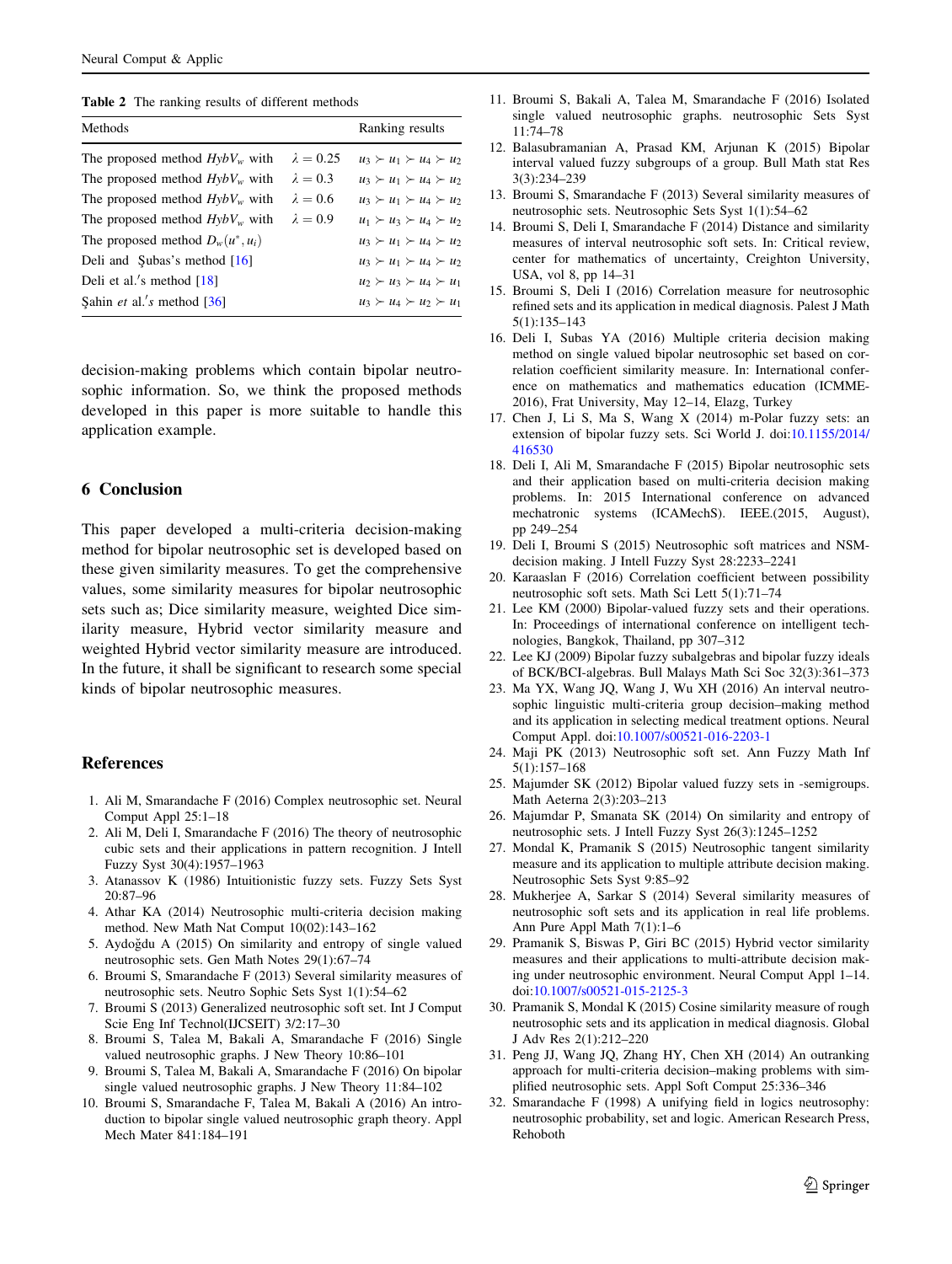Table 2 The ranking results of different methods

| Methods | | Ranking results |
|---|---|---|
| The proposed method $HybV_w$ with | $\lambda = 0.25$ | $u_3 \succ u_1 \succ u_4 \succ u_2$ |
| The proposed method $HybV_w$ with | $\lambda = 0.3$ | $u_3 \succ u_1 \succ u_4 \succ u_2$ |
| The proposed method $HybV_w$ with | $\lambda = 0.6$ | $u_3 \succ u_1 \succ u_4 \succ u_2$ |
| The proposed method $HybV_w$ with | $\lambda = 0.9$ | $u_1 \succ u_3 \succ u_4 \succ u_2$ |
| The proposed method $D_w(u^*, u_i)$ | | $u_3 \succ u_1 \succ u_4 \succ u_2$ |
| Deli and Şubas's method [16] | | $u_3 \succ u_1 \succ u_4 \succ u_2$ |
| Deli et al.'s method [18] | | $u_2 \succ u_3 \succ u_4 \succ u_1$ |
| Şahin *et al.'s* method [36] | | $u_3 \succ u_4 \succ u_2 \succ u_1$ |

decision-making problems which contain bipolar neutrosophic information. So, we think the proposed methods developed in this paper is more suitable to handle this application example.

## 6 Conclusion

This paper developed a multi-criteria decision-making method for bipolar neutrosophic set is developed based on these given similarity measures. To get the comprehensive values, some similarity measures for bipolar neutrosophic sets such as; Dice similarity measure, weighted Dice similarity measure, Hybrid vector similarity measure and weighted Hybrid vector similarity measure are introduced. In the future, it shall be significant to research some special kinds of bipolar neutrosophic measures.

## References

1. Ali M, Smarandache F (2016) Complex neutrosophic set. Neural Comput Appl 25:1–18
2. Ali M, Deli I, Smarandache F (2016) The theory of neutrosophic cubic sets and their applications in pattern recognition. J Intell Fuzzy Syst 30(4):1957–1963
3. Atanassov K (1986) Intuitionistic fuzzy sets. Fuzzy Sets Syst 20:87–96
4. Athar KA (2014) Neutrosophic multi-criteria decision making method. New Math Nat Comput 10(02):143–162
5. Aydoǧdu A (2015) On similarity and entropy of single valued neutrosophic sets. Gen Math Notes 29(1):67–74
6. Broumi S, Smarandache F (2013) Several similarity measures of neutrosophic sets. Neutro Sophic Sets Syst 1(1):54–62
7. Broumi S (2013) Generalized neutrosophic soft set. Int J Comput Scie Eng Inf Technol(IJCSEIT) 3/2:17–30
8. Broumi S, Talea M, Bakali A, Smarandache F (2016) Single valued neutrosophic graphs. J New Theory 10:86–101
9. Broumi S, Talea M, Bakali A, Smarandache F (2016) On bipolar single valued neutrosophic graphs. J New Theory 11:84–102
10. Broumi S, Smarandache F, Talea M, Bakali A (2016) An introduction to bipolar single valued neutrosophic graph theory. Appl Mech Mater 841:184–191
11. Broumi S, Bakali A, Talea M, Smarandache F (2016) Isolated single valued neutrosophic graphs. neutrosophic Sets Syst 11:74–78
12. Balasubramanian A, Prasad KM, Arjunan K (2015) Bipolar interval valued fuzzy subgroups of a group. Bull Math stat Res 3(3):234–239
13. Broumi S, Smarandache F (2013) Several similarity measures of neutrosophic sets. Neutrosophic Sets Syst 1(1):54–62
14. Broumi S, Deli I, Smarandache F (2014) Distance and similarity measures of interval neutrosophic soft sets. In: Critical review, center for mathematics of uncertainty, Creighton University, USA, vol 8, pp 14–31
15. Broumi S, Deli I (2016) Correlation measure for neutrosophic refined sets and its application in medical diagnosis. Palest J Math 5(1):135–143
16. Deli I, Subas YA (2016) Multiple criteria decision making method on single valued bipolar neutrosophic set based on correlation coefficient similarity measure. In: International conference on mathematics and mathematics education (ICMME-2016), Frat University, May 12–14, Elazg, Turkey
17. Chen J, Li S, Ma S, Wang X (2014) m-Polar fuzzy sets: an extension of bipolar fuzzy sets. Sci World J. doi:10.1155/2014/416530
18. Deli I, Ali M, Smarandache F (2015) Bipolar neutrosophic sets and their application based on multi-criteria decision making problems. In: 2015 International conference on advanced mechatronic systems (ICAMechS). IEEE.(2015, August), pp 249–254
19. Deli I, Broumi S (2015) Neutrosophic soft matrices and NSM-decision making. J Intell Fuzzy Syst 28:2233–2241
20. Karaaslan F (2016) Correlation coefficient between possibility neutrosophic soft sets. Math Sci Lett 5(1):71–74
21. Lee KM (2000) Bipolar-valued fuzzy sets and their operations. In: Proceedings of international conference on intelligent technologies, Bangkok, Thailand, pp 307–312
22. Lee KJ (2009) Bipolar fuzzy subalgebras and bipolar fuzzy ideals of BCK/BCI-algebras. Bull Malays Math Sci Soc 32(3):361–373
23. Ma YX, Wang JQ, Wang J, Wu XH (2016) An interval neutrosophic linguistic multi-criteria group decision–making method and its application in selecting medical treatment options. Neural Comput Appl. doi:10.1007/s00521-016-2203-1
24. Maji PK (2013) Neutrosophic soft set. Ann Fuzzy Math Inf 5(1):157–168
25. Majumder SK (2012) Bipolar valued fuzzy sets in -semigroups. Math Aeterna 2(3):203–213
26. Majumdar P, Smanata SK (2014) On similarity and entropy of neutrosophic sets. J Intell Fuzzy Syst 26(3):1245–1252
27. Mondal K, Pramanik S (2015) Neutrosophic tangent similarity measure and its application to multiple attribute decision making. Neutrosophic Sets Syst 9:85–92
28. Mukherjee A, Sarkar S (2014) Several similarity measures of neutrosophic soft sets and its application in real life problems. Ann Pure Appl Math 7(1):1–6
29. Pramanik S, Biswas P, Giri BC (2015) Hybrid vector similarity measures and their applications to multi-attribute decision making under neutrosophic environment. Neural Comput Appl 1–14. doi:10.1007/s00521-015-2125-3
30. Pramanik S, Mondal K (2015) Cosine similarity measure of rough neutrosophic sets and its application in medical diagnosis. Global J Adv Res 2(1):212–220
31. Peng JJ, Wang JQ, Zhang HY, Chen XH (2014) An outranking approach for multi-criteria decision–making problems with simplified neutrosophic sets. Appl Soft Comput 25:336–346
32. Smarandache F (1998) A unifying field in logics neutrosophy: neutrosophic probability, set and logic. American Research Press, Rehoboth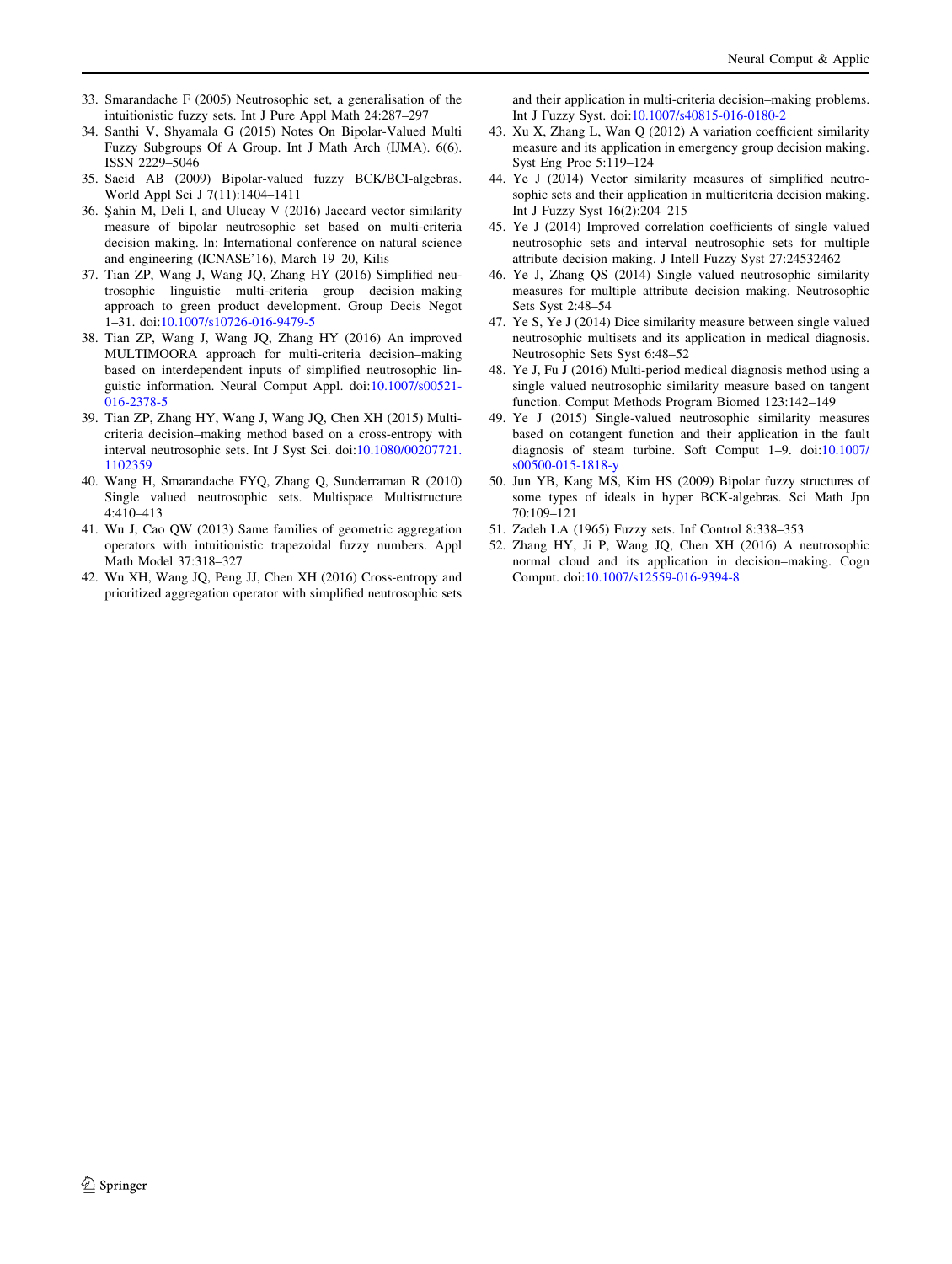33. Smarandache F (2005) Neutrosophic set, a generalisation of the intuitionistic fuzzy sets. Int J Pure Appl Math 24:287–297
34. Santhi V, Shyamala G (2015) Notes On Bipolar-Valued Multi Fuzzy Subgroups Of A Group. Int J Math Arch (IJMA). 6(6). ISSN 2229–5046
35. Saeid AB (2009) Bipolar-valued fuzzy BCK/BCI-algebras. World Appl Sci J 7(11):1404–1411
36. Şahin M, Deli I, and Ulucay V (2016) Jaccard vector similarity measure of bipolar neutrosophic set based on multi-criteria decision making. In: International conference on natural science and engineering (ICNASE'16), March 19–20, Kilis
37. Tian ZP, Wang J, Wang JQ, Zhang HY (2016) Simplified neutrosophic linguistic multi-criteria group decision–making approach to green product development. Group Decis Negot 1–31. doi:10.1007/s10726-016-9479-5
38. Tian ZP, Wang J, Wang JQ, Zhang HY (2016) An improved MULTIMOORA approach for multi-criteria decision–making based on interdependent inputs of simplified neutrosophic linguistic information. Neural Comput Appl. doi:10.1007/s00521-016-2378-5
39. Tian ZP, Zhang HY, Wang J, Wang JQ, Chen XH (2015) Multi-criteria decision–making method based on a cross-entropy with interval neutrosophic sets. Int J Syst Sci. doi:10.1080/00207721.1102359
40. Wang H, Smarandache FYQ, Zhang Q, Sunderraman R (2010) Single valued neutrosophic sets. Multispace Multistructure 4:410–413
41. Wu J, Cao QW (2013) Same families of geometric aggregation operators with intuitionistic trapezoidal fuzzy numbers. Appl Math Model 37:318–327
42. Wu XH, Wang JQ, Peng JJ, Chen XH (2016) Cross-entropy and prioritized aggregation operator with simplified neutrosophic sets and their application in multi-criteria decision–making problems. Int J Fuzzy Syst. doi:10.1007/s40815-016-0180-2
43. Xu X, Zhang L, Wan Q (2012) A variation coefficient similarity measure and its application in emergency group decision making. Syst Eng Proc 5:119–124
44. Ye J (2014) Vector similarity measures of simplified neutrosophic sets and their application in multicriteria decision making. Int J Fuzzy Syst 16(2):204–215
45. Ye J (2014) Improved correlation coefficients of single valued neutrosophic sets and interval neutrosophic sets for multiple attribute decision making. J Intell Fuzzy Syst 27:24532462
46. Ye J, Zhang QS (2014) Single valued neutrosophic similarity measures for multiple attribute decision making. Neutrosophic Sets Syst 2:48–54
47. Ye S, Ye J (2014) Dice similarity measure between single valued neutrosophic multisets and its application in medical diagnosis. Neutrosophic Sets Syst 6:48–52
48. Ye J, Fu J (2016) Multi-period medical diagnosis method using a single valued neutrosophic similarity measure based on tangent function. Comput Methods Program Biomed 123:142–149
49. Ye J (2015) Single-valued neutrosophic similarity measures based on cotangent function and their application in the fault diagnosis of steam turbine. Soft Comput 1–9. doi:10.1007/s00500-015-1818-y
50. Jun YB, Kang MS, Kim HS (2009) Bipolar fuzzy structures of some types of ideals in hyper BCK-algebras. Sci Math Jpn 70:109–121
51. Zadeh LA (1965) Fuzzy sets. Inf Control 8:338–353
52. Zhang HY, Ji P, Wang JQ, Chen XH (2016) A neutrosophic normal cloud and its application in decision–making. Cogn Comput. doi:10.1007/s12559-016-9394-8